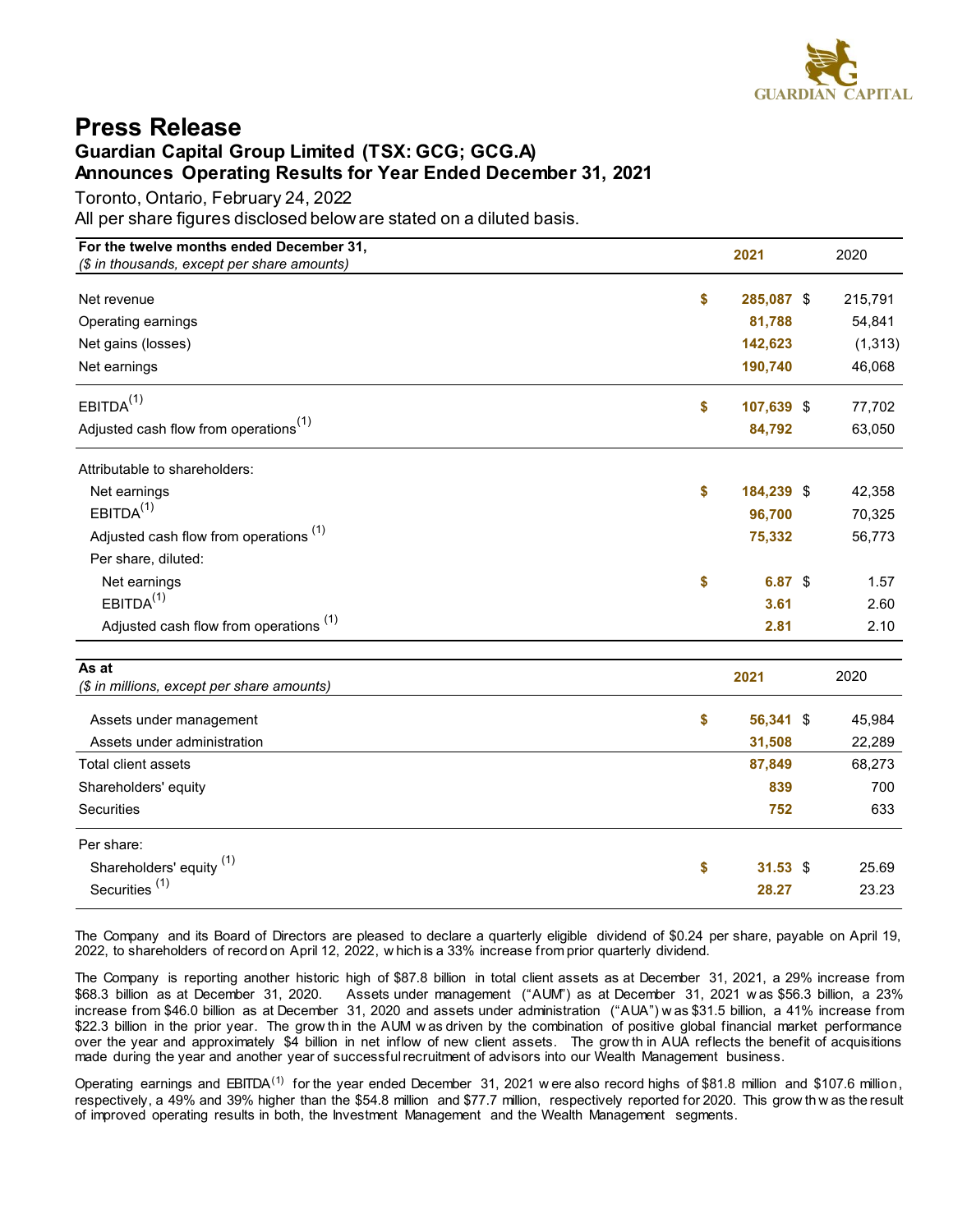GUARDIAN CAPITAL

# Press Release

## Guardian Capital Group Limited (TSX: GCG; GCG.A)
## Announces Operating Results for Year Ended December 31, 2021

Toronto, Ontario, February 24, 2022

All per share figures disclosed below are stated on a diluted basis.

| For the twelve months ended December 31, *($ in thousands, except per share amounts)* | 2021 | 2020 |
|---|---|---|
| Net revenue | $ 285,087 | $ 215,791 |
| Operating earnings | 81,788 | 54,841 |
| Net gains (losses) | 142,623 | (1,313) |
| Net earnings | 190,740 | 46,068 |
| EBITDA(1) | $ 107,639 | $ 77,702 |
| Adjusted cash flow from operations(1) | 84,792 | 63,050 |
| Attributable to shareholders: | | |
| Net earnings | $ 184,239 | $ 42,358 |
| EBITDA(1) | 96,700 | 70,325 |
| Adjusted cash flow from operations (1) | 75,332 | 56,773 |
| Per share, diluted: | | |
| Net earnings | $ 6.87 | $ 1.57 |
| EBITDA(1) | 3.61 | 2.60 |
| Adjusted cash flow from operations (1) | 2.81 | 2.10 |

| As at *($ in millions, except per share amounts)* | 2021 | 2020 |
|---|---|---|
| Assets under management | $ 56,341 | $ 45,984 |
| Assets under administration | 31,508 | 22,289 |
| Total client assets | 87,849 | 68,273 |
| Shareholders' equity | 839 | 700 |
| Securities | 752 | 633 |
| Per share: | | |
| Shareholders' equity (1) | $ 31.53 | $ 25.69 |
| Securities (1) | 28.27 | 23.23 |

The Company and its Board of Directors are pleased to declare a quarterly eligible dividend of $0.24 per share, payable on April 19, 2022, to shareholders of record on April 12, 2022, which is a 33% increase from prior quarterly dividend.

The Company is reporting another historic high of $87.8 billion in total client assets as at December 31, 2021, a 29% increase from $68.3 billion as at December 31, 2020. Assets under management ("AUM") as at December 31, 2021 was $56.3 billion, a 23% increase from $46.0 billion as at December 31, 2020 and assets under administration ("AUA") was $31.5 billion, a 41% increase from $22.3 billion in the prior year. The growth in the AUM was driven by the combination of positive global financial market performance over the year and approximately $4 billion in net inflow of new client assets. The growth in AUA reflects the benefit of acquisitions made during the year and another year of successful recruitment of advisors into our Wealth Management business.

Operating earnings and EBITDA(1) for the year ended December 31, 2021 were also record highs of $81.8 million and $107.6 million, respectively, a 49% and 39% higher than the $54.8 million and $77.7 million, respectively reported for 2020. This growth was the result of improved operating results in both, the Investment Management and the Wealth Management segments.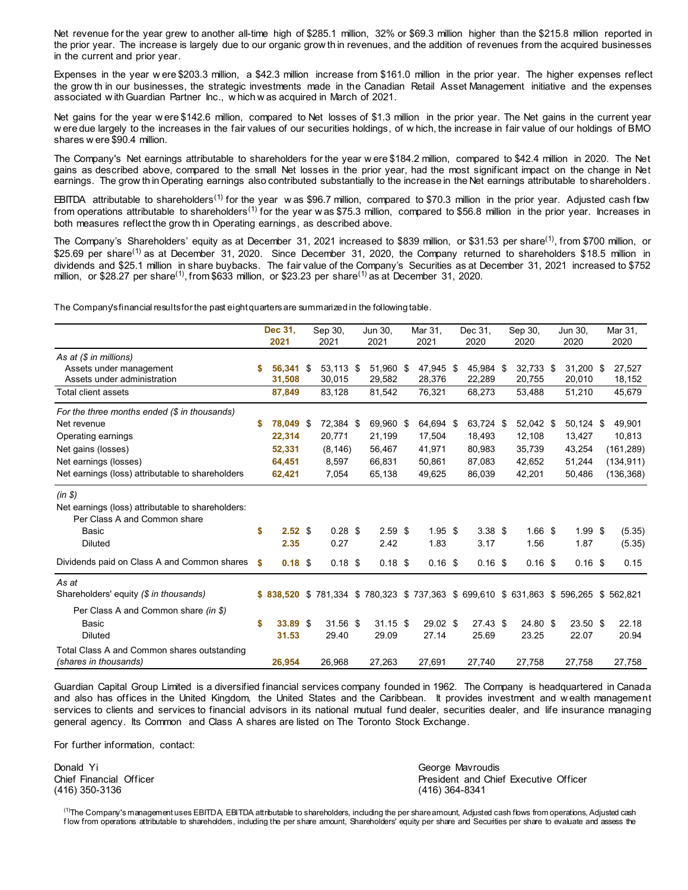Net revenue for the year grew to another all-time high of $285.1 million, 32% or $69.3 million higher than the $215.8 million reported in the prior year. The increase is largely due to our organic growth in revenues, and the addition of revenues from the acquired businesses in the current and prior year.

Expenses in the year were $203.3 million, a $42.3 million increase from $161.0 million in the prior year. The higher expenses reflect the growth in our businesses, the strategic investments made in the Canadian Retail Asset Management initiative and the expenses associated with Guardian Partner Inc., which was acquired in March of 2021.

Net gains for the year were $142.6 million, compared to Net losses of $1.3 million in the prior year. The Net gains in the current year were due largely to the increases in the fair values of our securities holdings, of which, the increase in fair value of our holdings of BMO shares were $90.4 million.

The Company's Net earnings attributable to shareholders for the year were $184.2 million, compared to $42.4 million in 2020. The Net gains as described above, compared to the small Net losses in the prior year, had the most significant impact on the change in Net earnings. The growth in Operating earnings also contributed substantially to the increase in the Net earnings attributable to shareholders.

EBITDA attributable to shareholders[1] for the year was $96.7 million, compared to $70.3 million in the prior year. Adjusted cash flow from operations attributable to shareholders[1] for the year was $75.3 million, compared to $56.8 million in the prior year. Increases in both measures reflect the growth in Operating earnings, as described above.

The Company's Shareholders' equity as at December 31, 2021 increased to $839 million, or $31.53 per share[1], from $700 million, or $25.69 per share[1] as at December 31, 2020. Since December 31, 2020, the Company returned to shareholders $18.5 million in dividends and $25.1 million in share buybacks. The fair value of the Company's Securities as at December 31, 2021 increased to $752 million, or $28.27 per share[1], from $633 million, or $23.23 per share[1] as at December 31, 2020.

The Company's financial results for the past eight quarters are summarized in the following table.

| | Dec 31, 2021 | Sep 30, 2021 | Jun 30, 2021 | Mar 31, 2021 | Dec 31, 2020 | Sep 30, 2020 | Jun 30, 2020 | Mar 31, 2020 |
|---|---|---|---|---|---|---|---|---|
| *As at ($ in millions)* | | | | | | | | |
| Assets under management | **$ 56,341** | $ 53,113 | $ 51,960 | $ 47,945 | $ 45,984 | $ 32,733 | $ 31,200 | $ 27,527 |
| Assets under administration | **31,508** | 30,015 | 29,582 | 28,376 | 22,289 | 20,755 | 20,010 | 18,152 |
| Total client assets | **87,849** | 83,128 | 81,542 | 76,321 | 68,273 | 53,488 | 51,210 | 45,679 |
| *For the three months ended ($ in thousands)* | | | | | | | | |
| Net revenue | **$ 78,049** | $ 72,384 | $ 69,960 | $ 64,694 | $ 63,724 | $ 52,042 | $ 50,124 | $ 49,901 |
| Operating earnings | **22,314** | 20,771 | 21,199 | 17,504 | 18,493 | 12,108 | 13,427 | 10,813 |
| Net gains (losses) | **52,331** | (8,146) | 56,467 | 41,971 | 80,983 | 35,739 | 43,254 | (161,289) |
| Net earnings (losses) | **64,451** | 8,597 | 66,831 | 50,861 | 87,083 | 42,652 | 51,244 | (134,911) |
| Net earnings (loss) attributable to shareholders | **62,421** | 7,054 | 65,138 | 49,625 | 86,039 | 42,201 | 50,486 | (136,368) |
| *(in $)* | | | | | | | | |
| Net earnings (loss) attributable to shareholders: Per Class A and Common share | | | | | | | | |
| Basic | **$ 2.52** | $ 0.28 | $ 2.59 | $ 1.95 | $ 3.38 | $ 1.66 | $ 1.99 | $ (5.35) |
| Diluted | **2.35** | 0.27 | 2.42 | 1.83 | 3.17 | 1.56 | 1.87 | (5.35) |
| Dividends paid on Class A and Common shares | **$ 0.18** | $ 0.18 | $ 0.18 | $ 0.16 | $ 0.16 | $ 0.16 | $ 0.16 | $ 0.15 |
| *As at* | | | | | | | | |
| Shareholders' equity *($ in thousands)* | **$ 838,520** | $ 781,334 | $ 780,323 | $ 737,363 | $ 699,610 | $ 631,863 | $ 596,265 | $ 562,821 |
| Per Class A and Common share *(in $)* | | | | | | | | |
| Basic | **$ 33.89** | $ 31.56 | $ 31.15 | $ 29.02 | $ 27.43 | $ 24.80 | $ 23.50 | $ 22.18 |
| Diluted | **31.53** | 29.40 | 29.09 | 27.14 | 25.69 | 23.25 | 22.07 | 20.94 |
| Total Class A and Common shares outstanding *(shares in thousands)* | **26,954** | 26,968 | 27,263 | 27,691 | 27,740 | 27,758 | 27,758 | 27,758 |

Guardian Capital Group Limited is a diversified financial services company founded in 1962. The Company is headquartered in Canada and also has offices in the United Kingdom, the United States and the Caribbean. It provides investment and wealth management services to clients and services to financial advisors in its national mutual fund dealer, securities dealer, and life insurance managing general agency. Its Common and Class A shares are listed on The Toronto Stock Exchange.

For further information, contact:

Donald Yi
Chief Financial Officer
(416) 350-3136

George Mavroudis
President and Chief Executive Officer
(416) 364-8341

[1]The Company's management uses EBITDA, EBITDA attributable to shareholders, including the per share amount, Adjusted cash flows from operations, Adjusted cash flow from operations attributable to shareholders, including the per share amount, Shareholders' equity per share and Securities per share to evaluate and assess the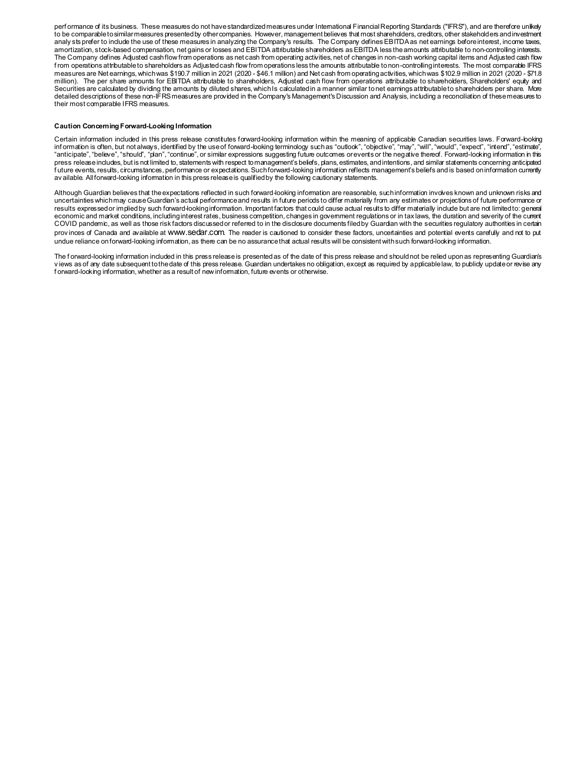performance of its business. These measures do not have standardized measures under International Financial Reporting Standards ("IFRS"), and are therefore unlikely to be comparable to similar measures presented by other companies. However, management believes that most shareholders, creditors, other stakeholders and investment analysts prefer to include the use of these measures in analyzing the Company's results. The Company defines EBITDA as net earnings before interest, income taxes, amortization, stock-based compensation, net gains or losses and EBITDA attributable shareholders as EBITDA less the amounts attributable to non-controlling interests. The Company defines Adjusted cash flow from operations as net cash from operating activities, net of changes in non-cash working capital items and Adjusted cash flow from operations attributable to shareholders as Adjusted cash flow from operations less the amounts attributable to non-controlling interests. The most comparable IFRS measures are Net earnings, which was $190.7 million in 2021 (2020 - $46.1 million) and Net cash from operating activities, which was $102.9 million in 2021 (2020 - $71.8 million). The per share amounts for EBITDA attributable to shareholders, Adjusted cash flow from operations attributable to shareholders, Shareholders' equity and Securities are calculated by dividing the amounts by diluted shares, which is calculated in a manner similar to net earnings attributable to shareholders per share. More detailed descriptions of these non-IFRS measures are provided in the Company's Management's Discussion and Analysis, including a reconciliation of these measures to their most comparable IFRS measures.

**Caution Concerning Forward-Looking Information**

Certain information included in this press release constitutes forward-looking information within the meaning of applicable Canadian securities laws. Forward-looking information is often, but not always, identified by the use of forward-looking terminology such as "outlook", "objective", "may", "will", "would", "expect", "intend", "estimate", "anticipate", "believe", "should", "plan", "continue", or similar expressions suggesting future outcomes or events or the negative thereof. Forward-looking information in this press release includes, but is not limited to, statements with respect to management's beliefs, plans, estimates, and intentions, and similar statements concerning anticipated future events, results, circumstances, performance or expectations. Such forward-looking information reflects management's beliefs and is based on information currently available. All forward-looking information in this press release is qualified by the following cautionary statements.

Although Guardian believes that the expectations reflected in such forward-looking information are reasonable, such information involves known and unknown risks and uncertainties which may cause Guardian's actual performance and results in future periods to differ materially from any estimates or projections of future performance or results expressed or implied by such forward-looking information. Important factors that could cause actual results to differ materially include but are not limited to: general economic and market conditions, including interest rates, business competition, changes in government regulations or in tax laws, the duration and severity of the current COVID pandemic, as well as those risk factors discussed or referred to in the disclosure documents filed by Guardian with the securities regulatory authorities in certain provinces of Canada and available at www.sedar.com. The reader is cautioned to consider these factors, uncertainties and potential events carefully and not to put undue reliance on forward-looking information, as there can be no assurance that actual results will be consistent with such forward-looking information.

The forward-looking information included in this press release is presented as of the date of this press release and should not be relied upon as representing Guardian's views as of any date subsequent to the date of this press release. Guardian undertakes no obligation, except as required by applicable law, to publicly update or revise any forward-looking information, whether as a result of new information, future events or otherwise.